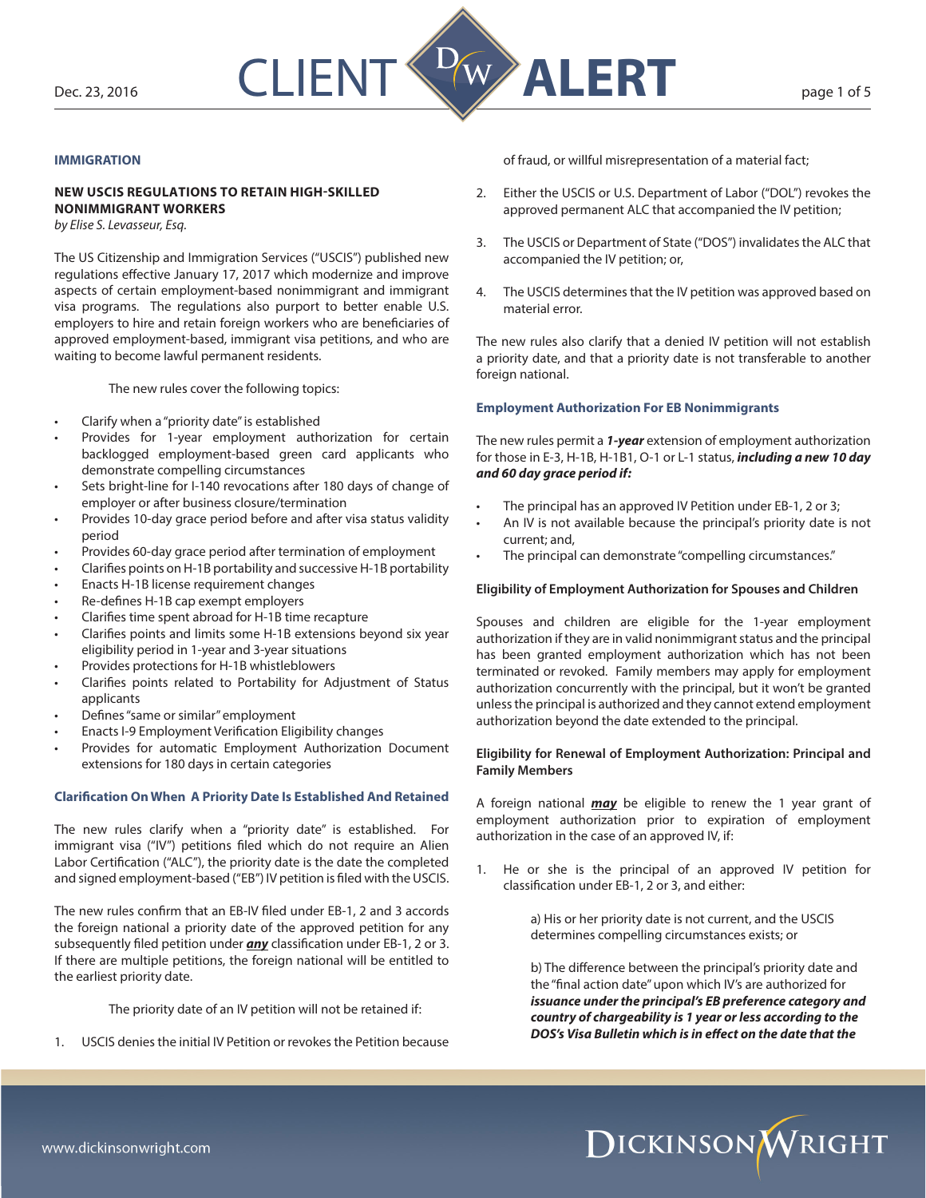IMMIGRATION

## NEW USCIS REGULATIONS TO RETAIN HIGH-SKILLED NONIMMIGRANT WORKERS

*by Elise S. Levasseur, Esq.*

The US Citizenship and Immigration Services ("USCIS") published new regulations effective January 17, 2017 which modernize and improve aspects of certain employment-based nonimmigrant and immigrant visa programs. The regulations also purport to better enable U.S. employers to hire and retain foreign workers who are beneficiaries of approved employment-based, immigrant visa petitions, and who are waiting to become lawful permanent residents.

The new rules cover the following topics:

- Clarify when a "priority date" is established
- Provides for 1-year employment authorization for certain backlogged employment-based green card applicants who demonstrate compelling circumstances
- Sets bright-line for I-140 revocations after 180 days of change of employer or after business closure/termination
- Provides 10-day grace period before and after visa status validity period
- Provides 60-day grace period after termination of employment
- Clarifies points on H-1B portability and successive H-1B portability
- Enacts H-1B license requirement changes
- Re-defines H-1B cap exempt employers
- Clarifies time spent abroad for H-1B time recapture
- Clarifies points and limits some H-1B extensions beyond six year eligibility period in 1-year and 3-year situations
- Provides protections for H-1B whistleblowers
- Clarifies points related to Portability for Adjustment of Status applicants
- Defines "same or similar" employment
- Enacts I-9 Employment Verification Eligibility changes
- Provides for automatic Employment Authorization Document extensions for 180 days in certain categories

### Clarification On When A Priority Date Is Established And Retained

The new rules clarify when a "priority date" is established. For immigrant visa ("IV") petitions filed which do not require an Alien Labor Certification ("ALC"), the priority date is the date the completed and signed employment-based ("EB") IV petition is filed with the USCIS.

The new rules confirm that an EB-IV filed under EB-1, 2 and 3 accords the foreign national a priority date of the approved petition for any subsequently filed petition under ***any*** classification under EB-1, 2 or 3. If there are multiple petitions, the foreign national will be entitled to the earliest priority date.

The priority date of an IV petition will not be retained if:

1. USCIS denies the initial IV Petition or revokes the Petition because of fraud, or willful misrepresentation of a material fact;
2. Either the USCIS or U.S. Department of Labor ("DOL") revokes the approved permanent ALC that accompanied the IV petition;
3. The USCIS or Department of State ("DOS") invalidates the ALC that accompanied the IV petition; or,
4. The USCIS determines that the IV petition was approved based on material error.

The new rules also clarify that a denied IV petition will not establish a priority date, and that a priority date is not transferable to another foreign national.

### Employment Authorization For EB Nonimmigrants

The new rules permit a ***1-year*** extension of employment authorization for those in E-3, H-1B, H-1B1, O-1 or L-1 status, ***including a new 10 day and 60 day grace period if:***

- The principal has an approved IV Petition under EB-1, 2 or 3;
- An IV is not available because the principal's priority date is not current; and,
- The principal can demonstrate "compelling circumstances."

### Eligibility of Employment Authorization for Spouses and Children

Spouses and children are eligible for the 1-year employment authorization if they are in valid nonimmigrant status and the principal has been granted employment authorization which has not been terminated or revoked. Family members may apply for employment authorization concurrently with the principal, but it won't be granted unless the principal is authorized and they cannot extend employment authorization beyond the date extended to the principal.

### Eligibility for Renewal of Employment Authorization: Principal and Family Members

A foreign national ***may*** be eligible to renew the 1 year grant of employment authorization prior to expiration of employment authorization in the case of an approved IV, if:

1. He or she is the principal of an approved IV petition for classification under EB-1, 2 or 3, and either:

   a) His or her priority date is not current, and the USCIS determines compelling circumstances exists; or

   b) The difference between the principal's priority date and the "final action date" upon which IV's are authorized for ***issuance under the principal's EB preference category and country of chargeability is 1 year or less according to the DOS's Visa Bulletin which is in effect on the date that the***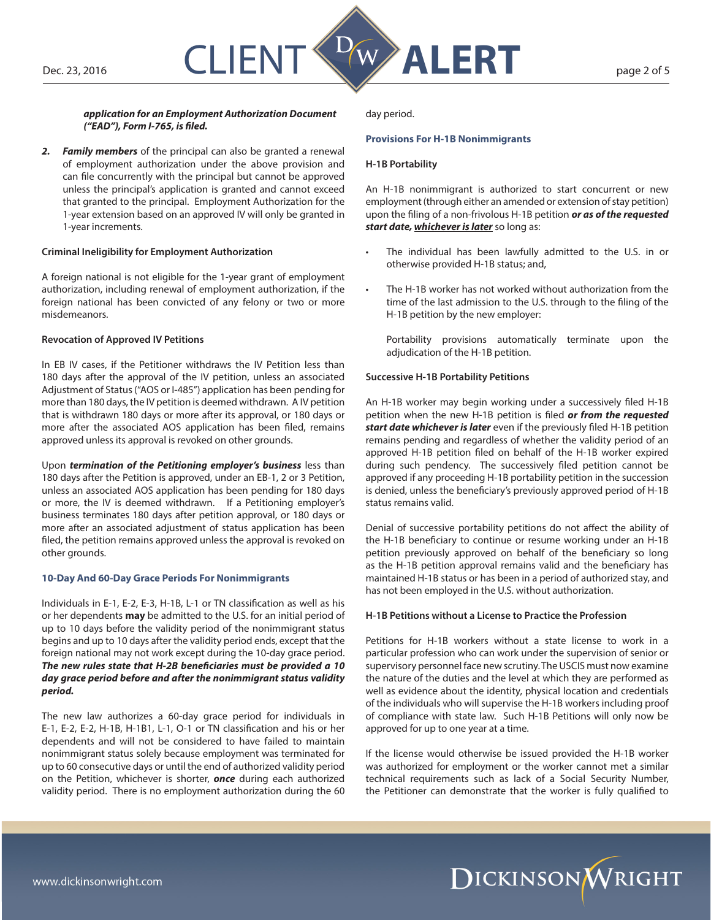***application for an Employment Authorization Document ("EAD"), Form I-765, is filed.***

2. ***Family members*** of the principal can also be granted a renewal of employment authorization under the above provision and can file concurrently with the principal but cannot be approved unless the principal's application is granted and cannot exceed that granted to the principal. Employment Authorization for the 1-year extension based on an approved IV will only be granted in 1-year increments.

**Criminal Ineligibility for Employment Authorization**

A foreign national is not eligible for the 1-year grant of employment authorization, including renewal of employment authorization, if the foreign national has been convicted of any felony or two or more misdemeanors.

**Revocation of Approved IV Petitions**

In EB IV cases, if the Petitioner withdraws the IV Petition less than 180 days after the approval of the IV petition, unless an associated Adjustment of Status ("AOS or I-485") application has been pending for more than 180 days, the IV petition is deemed withdrawn. A IV petition that is withdrawn 180 days or more after its approval, or 180 days or more after the associated AOS application has been filed, remains approved unless its approval is revoked on other grounds.

Upon ***termination of the Petitioning employer's business*** less than 180 days after the Petition is approved, under an EB-1, 2 or 3 Petition, unless an associated AOS application has been pending for 180 days or more, the IV is deemed withdrawn. If a Petitioning employer's business terminates 180 days after petition approval, or 180 days or more after an associated adjustment of status application has been filed, the petition remains approved unless the approval is revoked on other grounds.

### 10-Day And 60-Day Grace Periods For Nonimmigrants

Individuals in E-1, E-2, E-3, H-1B, L-1 or TN classification as well as his or her dependents **may** be admitted to the U.S. for an initial period of up to 10 days before the validity period of the nonimmigrant status begins and up to 10 days after the validity period ends, except that the foreign national may not work except during the 10-day grace period. ***The new rules state that H-2B beneficiaries must be provided a 10 day grace period before and after the nonimmigrant status validity period.***

The new law authorizes a 60-day grace period for individuals in E-1, E-2, E-2, H-1B, H-1B1, L-1, O-1 or TN classification and his or her dependents and will not be considered to have failed to maintain nonimmigrant status solely because employment was terminated for up to 60 consecutive days or until the end of authorized validity period on the Petition, whichever is shorter, ***once*** during each authorized validity period. There is no employment authorization during the 60 day period.

### Provisions For H-1B Nonimmigrants

**H-1B Portability**

An H-1B nonimmigrant is authorized to start concurrent or new employment (through either an amended or extension of stay petition) upon the filing of a non-frivolous H-1B petition ***or as of the requested start date, <u>whichever is later</u>*** so long as:

- The individual has been lawfully admitted to the U.S. in or otherwise provided H-1B status; and,
- The H-1B worker has not worked without authorization from the time of the last admission to the U.S. through to the filing of the H-1B petition by the new employer:

  Portability provisions automatically terminate upon the adjudication of the H-1B petition.

**Successive H-1B Portability Petitions**

An H-1B worker may begin working under a successively filed H-1B petition when the new H-1B petition is filed ***or from the requested start date whichever is later*** even if the previously filed H-1B petition remains pending and regardless of whether the validity period of an approved H-1B petition filed on behalf of the H-1B worker expired during such pendency. The successively filed petition cannot be approved if any proceeding H-1B portability petition in the succession is denied, unless the beneficiary's previously approved period of H-1B status remains valid.

Denial of successive portability petitions do not affect the ability of the H-1B beneficiary to continue or resume working under an H-1B petition previously approved on behalf of the beneficiary so long as the H-1B petition approval remains valid and the beneficiary has maintained H-1B status or has been in a period of authorized stay, and has not been employed in the U.S. without authorization.

**H-1B Petitions without a License to Practice the Profession**

Petitions for H-1B workers without a state license to work in a particular profession who can work under the supervision of senior or supervisory personnel face new scrutiny. The USCIS must now examine the nature of the duties and the level at which they are performed as well as evidence about the identity, physical location and credentials of the individuals who will supervise the H-1B workers including proof of compliance with state law. Such H-1B Petitions will only now be approved for up to one year at a time.

If the license would otherwise be issued provided the H-1B worker was authorized for employment or the worker cannot met a similar technical requirements such as lack of a Social Security Number, the Petitioner can demonstrate that the worker is fully qualified to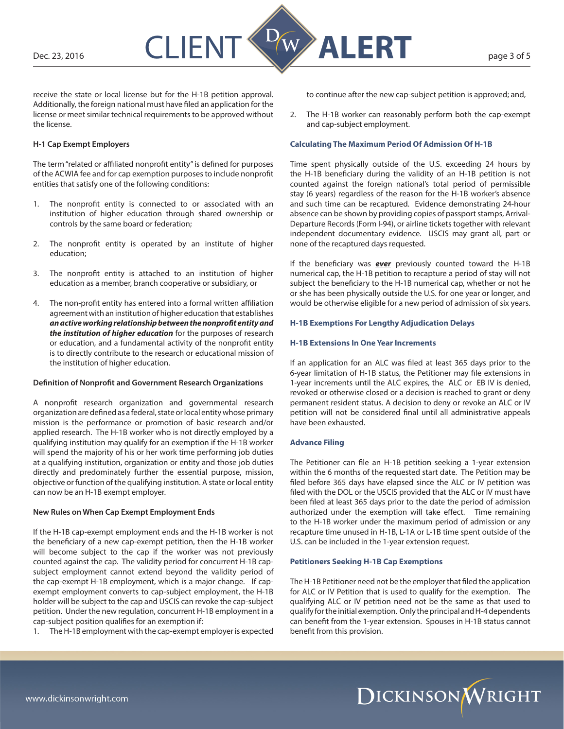receive the state or local license but for the H-1B petition approval. Additionally, the foreign national must have filed an application for the license or meet similar technical requirements to be approved without the license.

**H-1 Cap Exempt Employers**

The term "related or affiliated nonprofit entity" is defined for purposes of the ACWIA fee and for cap exemption purposes to include nonprofit entities that satisfy one of the following conditions:

1. The nonprofit entity is connected to or associated with an institution of higher education through shared ownership or controls by the same board or federation;
2. The nonprofit entity is operated by an institute of higher education;
3. The nonprofit entity is attached to an institution of higher education as a member, branch cooperative or subsidiary, or
4. The non-profit entity has entered into a formal written affiliation agreement with an institution of higher education that establishes ***an active working relationship between the nonprofit entity and the institution of higher education*** for the purposes of research or education, and a fundamental activity of the nonprofit entity is to directly contribute to the research or educational mission of the institution of higher education.

**Definition of Nonprofit and Government Research Organizations**

A nonprofit research organization and governmental research organization are defined as a federal, state or local entity whose primary mission is the performance or promotion of basic research and/or applied research. The H-1B worker who is not directly employed by a qualifying institution may qualify for an exemption if the H-1B worker will spend the majority of his or her work time performing job duties at a qualifying institution, organization or entity and those job duties directly and predominately further the essential purpose, mission, objective or function of the qualifying institution. A state or local entity can now be an H-1B exempt employer.

**New Rules on When Cap Exempt Employment Ends**

If the H-1B cap-exempt employment ends and the H-1B worker is not the beneficiary of a new cap-exempt petition, then the H-1B worker will become subject to the cap if the worker was not previously counted against the cap. The validity period for concurrent H-1B cap-subject employment cannot extend beyond the validity period of the cap-exempt H-1B employment, which is a major change. If cap-exempt employment converts to cap-subject employment, the H-1B holder will be subject to the cap and USCIS can revoke the cap-subject petition. Under the new regulation, concurrent H-1B employment in a cap-subject position qualifies for an exemption if:

1. The H-1B employment with the cap-exempt employer is expected to continue after the new cap-subject petition is approved; and,
2. The H-1B worker can reasonably perform both the cap-exempt and cap-subject employment.

**Calculating The Maximum Period Of Admission Of H-1B**

Time spent physically outside of the U.S. exceeding 24 hours by the H-1B beneficiary during the validity of an H-1B petition is not counted against the foreign national's total period of permissible stay (6 years) regardless of the reason for the H-1B worker's absence and such time can be recaptured. Evidence demonstrating 24-hour absence can be shown by providing copies of passport stamps, Arrival-Departure Records (Form I-94), or airline tickets together with relevant independent documentary evidence. USCIS may grant all, part or none of the recaptured days requested.

If the beneficiary was ***ever*** previously counted toward the H-1B numerical cap, the H-1B petition to recapture a period of stay will not subject the beneficiary to the H-1B numerical cap, whether or not he or she has been physically outside the U.S. for one year or longer, and would be otherwise eligible for a new period of admission of six years.

**H-1B Exemptions For Lengthy Adjudication Delays**

**H-1B Extensions In One Year Increments**

If an application for an ALC was filed at least 365 days prior to the 6-year limitation of H-1B status, the Petitioner may file extensions in 1-year increments until the ALC expires, the ALC or EB IV is denied, revoked or otherwise closed or a decision is reached to grant or deny permanent resident status. A decision to deny or revoke an ALC or IV petition will not be considered final until all administrative appeals have been exhausted.

**Advance Filing**

The Petitioner can file an H-1B petition seeking a 1-year extension within the 6 months of the requested start date. The Petition may be filed before 365 days have elapsed since the ALC or IV petition was filed with the DOL or the USCIS provided that the ALC or IV must have been filed at least 365 days prior to the date the period of admission authorized under the exemption will take effect. Time remaining to the H-1B worker under the maximum period of admission or any recapture time unused in H-1B, L-1A or L-1B time spent outside of the U.S. can be included in the 1-year extension request.

**Petitioners Seeking H-1B Cap Exemptions**

The H-1B Petitioner need not be the employer that filed the application for ALC or IV Petition that is used to qualify for the exemption. The qualifying ALC or IV petition need not be the same as that used to qualify for the initial exemption. Only the principal and H-4 dependents can benefit from the 1-year extension. Spouses in H-1B status cannot benefit from this provision.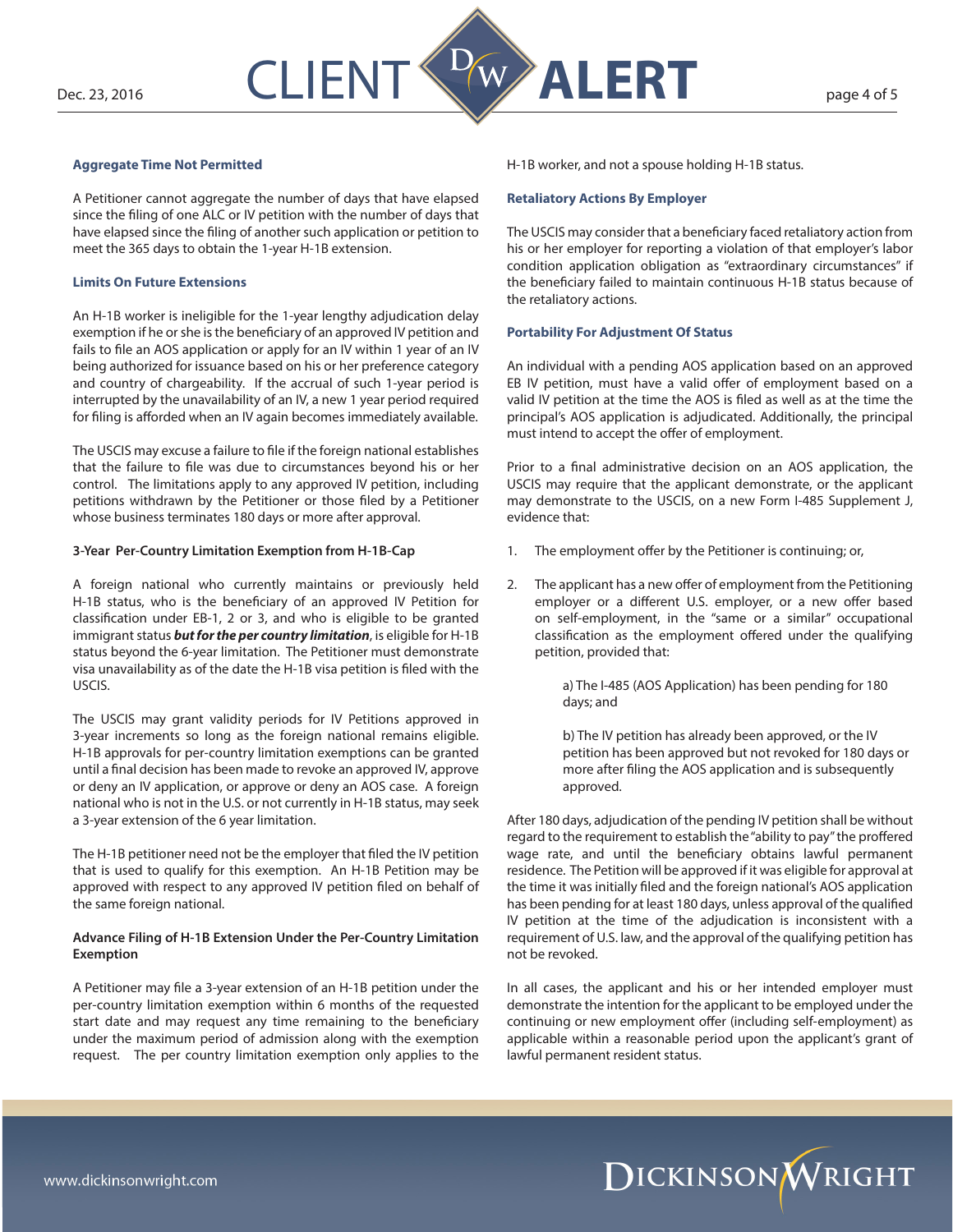### Aggregate Time Not Permitted

A Petitioner cannot aggregate the number of days that have elapsed since the filing of one ALC or IV petition with the number of days that have elapsed since the filing of another such application or petition to meet the 365 days to obtain the 1-year H-1B extension.

### Limits On Future Extensions

An H-1B worker is ineligible for the 1-year lengthy adjudication delay exemption if he or she is the beneficiary of an approved IV petition and fails to file an AOS application or apply for an IV within 1 year of an IV being authorized for issuance based on his or her preference category and country of chargeability. If the accrual of such 1-year period is interrupted by the unavailability of an IV, a new 1 year period required for filing is afforded when an IV again becomes immediately available.

The USCIS may excuse a failure to file if the foreign national establishes that the failure to file was due to circumstances beyond his or her control. The limitations apply to any approved IV petition, including petitions withdrawn by the Petitioner or those filed by a Petitioner whose business terminates 180 days or more after approval.

### 3-Year Per-Country Limitation Exemption from H-1B-Cap

A foreign national who currently maintains or previously held H-1B status, who is the beneficiary of an approved IV Petition for classification under EB-1, 2 or 3, and who is eligible to be granted immigrant status ***but for the per country limitation***, is eligible for H-1B status beyond the 6-year limitation. The Petitioner must demonstrate visa unavailability as of the date the H-1B visa petition is filed with the USCIS.

The USCIS may grant validity periods for IV Petitions approved in 3-year increments so long as the foreign national remains eligible. H-1B approvals for per-country limitation exemptions can be granted until a final decision has been made to revoke an approved IV, approve or deny an IV application, or approve or deny an AOS case. A foreign national who is not in the U.S. or not currently in H-1B status, may seek a 3-year extension of the 6 year limitation.

The H-1B petitioner need not be the employer that filed the IV petition that is used to qualify for this exemption. An H-1B Petition may be approved with respect to any approved IV petition filed on behalf of the same foreign national.

### Advance Filing of H-1B Extension Under the Per-Country Limitation Exemption

A Petitioner may file a 3-year extension of an H-1B petition under the per-country limitation exemption within 6 months of the requested start date and may request any time remaining to the beneficiary under the maximum period of admission along with the exemption request. The per country limitation exemption only applies to the H-1B worker, and not a spouse holding H-1B status.

### Retaliatory Actions By Employer

The USCIS may consider that a beneficiary faced retaliatory action from his or her employer for reporting a violation of that employer's labor condition application obligation as "extraordinary circumstances" if the beneficiary failed to maintain continuous H-1B status because of the retaliatory actions.

### Portability For Adjustment Of Status

An individual with a pending AOS application based on an approved EB IV petition, must have a valid offer of employment based on a valid IV petition at the time the AOS is filed as well as at the time the principal's AOS application is adjudicated. Additionally, the principal must intend to accept the offer of employment.

Prior to a final administrative decision on an AOS application, the USCIS may require that the applicant demonstrate, or the applicant may demonstrate to the USCIS, on a new Form I-485 Supplement J, evidence that:

1. The employment offer by the Petitioner is continuing; or,

2. The applicant has a new offer of employment from the Petitioning employer or a different U.S. employer, or a new offer based on self-employment, in the "same or a similar" occupational classification as the employment offered under the qualifying petition, provided that:

   a) The I-485 (AOS Application) has been pending for 180 days; and

   b) The IV petition has already been approved, or the IV petition has been approved but not revoked for 180 days or more after filing the AOS application and is subsequently approved.

After 180 days, adjudication of the pending IV petition shall be without regard to the requirement to establish the "ability to pay" the proffered wage rate, and until the beneficiary obtains lawful permanent residence. The Petition will be approved if it was eligible for approval at the time it was initially filed and the foreign national's AOS application has been pending for at least 180 days, unless approval of the qualified IV petition at the time of the adjudication is inconsistent with a requirement of U.S. law, and the approval of the qualifying petition has not be revoked.

In all cases, the applicant and his or her intended employer must demonstrate the intention for the applicant to be employed under the continuing or new employment offer (including self-employment) as applicable within a reasonable period upon the applicant's grant of lawful permanent resident status.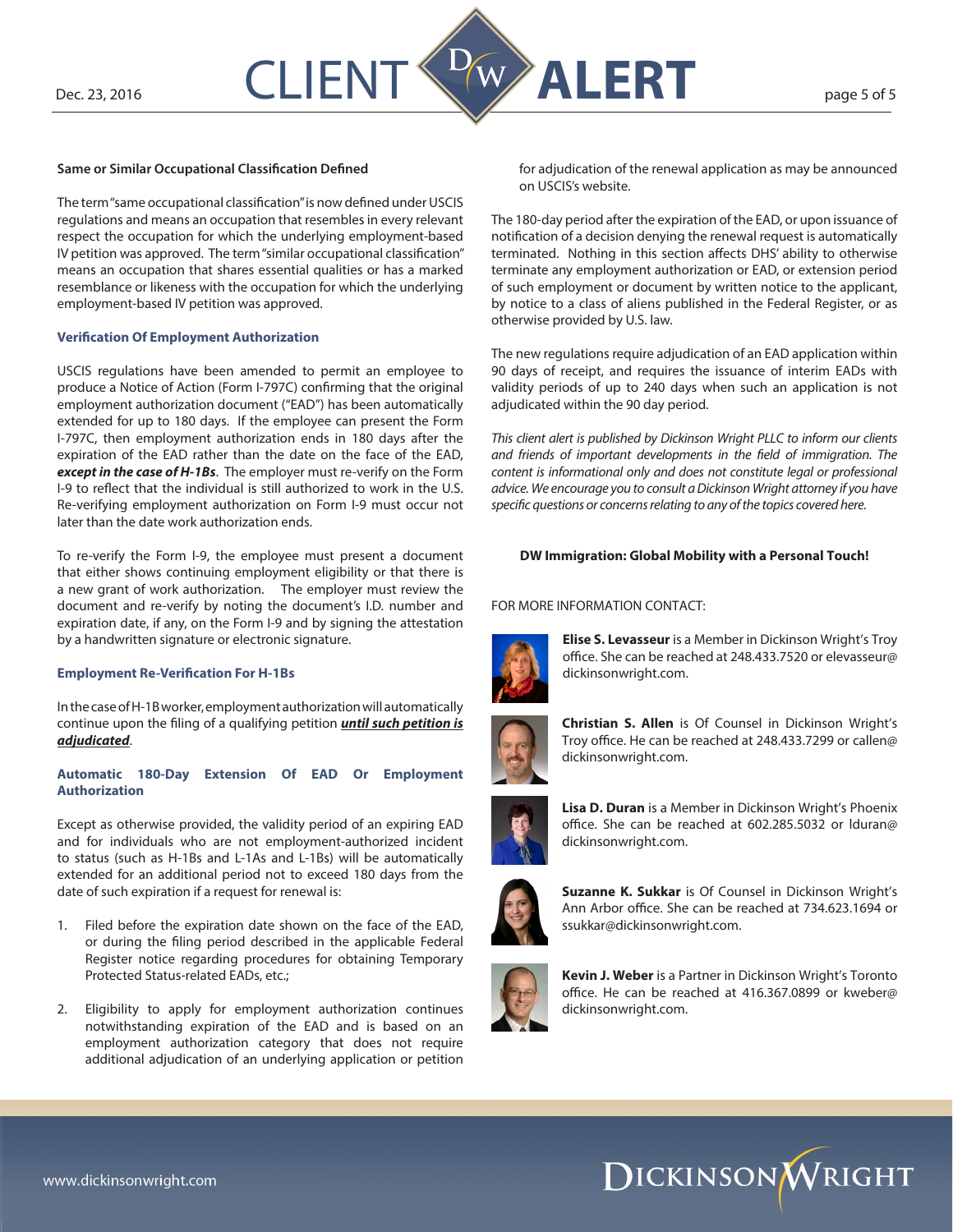### Same or Similar Occupational Classification Defined

The term "same occupational classification" is now defined under USCIS regulations and means an occupation that resembles in every relevant respect the occupation for which the underlying employment-based IV petition was approved. The term "similar occupational classification" means an occupation that shares essential qualities or has a marked resemblance or likeness with the occupation for which the underlying employment-based IV petition was approved.

### Verification Of Employment Authorization

USCIS regulations have been amended to permit an employee to produce a Notice of Action (Form I-797C) confirming that the original employment authorization document ("EAD") has been automatically extended for up to 180 days. If the employee can present the Form I-797C, then employment authorization ends in 180 days after the expiration of the EAD rather than the date on the face of the EAD, ***except in the case of H-1Bs***. The employer must re-verify on the Form I-9 to reflect that the individual is still authorized to work in the U.S. Re-verifying employment authorization on Form I-9 must occur not later than the date work authorization ends.

To re-verify the Form I-9, the employee must present a document that either shows continuing employment eligibility or that there is a new grant of work authorization. The employer must review the document and re-verify by noting the document's I.D. number and expiration date, if any, on the Form I-9 and by signing the attestation by a handwritten signature or electronic signature.

### Employment Re-Verification For H-1Bs

In the case of H-1B worker, employment authorization will automatically continue upon the filing of a qualifying petition ***until such petition is adjudicated***.

### Automatic 180-Day Extension Of EAD Or Employment Authorization

Except as otherwise provided, the validity period of an expiring EAD and for individuals who are not employment-authorized incident to status (such as H-1Bs and L-1As and L-1Bs) will be automatically extended for an additional period not to exceed 180 days from the date of such expiration if a request for renewal is:

1. Filed before the expiration date shown on the face of the EAD, or during the filing period described in the applicable Federal Register notice regarding procedures for obtaining Temporary Protected Status-related EADs, etc.;

2. Eligibility to apply for employment authorization continues notwithstanding expiration of the EAD and is based on an employment authorization category that does not require additional adjudication of an underlying application or petition for adjudication of the renewal application as may be announced on USCIS's website.

The 180-day period after the expiration of the EAD, or upon issuance of notification of a decision denying the renewal request is automatically terminated. Nothing in this section affects DHS' ability to otherwise terminate any employment authorization or EAD, or extension period of such employment or document by written notice to the applicant, by notice to a class of aliens published in the Federal Register, or as otherwise provided by U.S. law.

The new regulations require adjudication of an EAD application within 90 days of receipt, and requires the issuance of interim EADs with validity periods of up to 240 days when such an application is not adjudicated within the 90 day period.

*This client alert is published by Dickinson Wright PLLC to inform our clients and friends of important developments in the field of immigration. The content is informational only and does not constitute legal or professional advice. We encourage you to consult a Dickinson Wright attorney if you have specific questions or concerns relating to any of the topics covered here.*

**DW Immigration: Global Mobility with a Personal Touch!**

FOR MORE INFORMATION CONTACT:

**Elise S. Levasseur** is a Member in Dickinson Wright's Troy office. She can be reached at 248.433.7520 or elevasseur@dickinsonwright.com.

**Christian S. Allen** is Of Counsel in Dickinson Wright's Troy office. He can be reached at 248.433.7299 or callen@dickinsonwright.com.

**Lisa D. Duran** is a Member in Dickinson Wright's Phoenix office. She can be reached at 602.285.5032 or lduran@dickinsonwright.com.

**Suzanne K. Sukkar** is Of Counsel in Dickinson Wright's Ann Arbor office. She can be reached at 734.623.1694 or ssukkar@dickinsonwright.com.

**Kevin J. Weber** is a Partner in Dickinson Wright's Toronto office. He can be reached at 416.367.0899 or kweber@dickinsonwright.com.